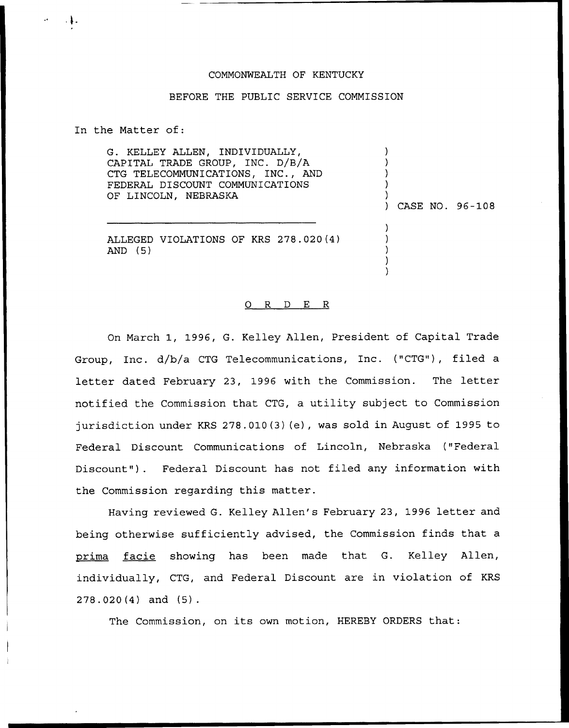COMMONWEALTH OF KENTUCKY

BEFORE THE PUBLIC SERVICE COMMISSION

In the Matter of:

G. KELLEY ALLEN, INDIVIDUALLY, CAPITAL TRADE GROUP, INC. D/B/A CTG TELECOMMUNICATIONS, INC., AND FEDERAL DISCOUNT COMMUNICATIONS OF LINCOLN, NEBRASKA ) CASE NO. 96-108

ALLEGED VIOLATIONS OF KRS 278.020(4) AND (5)

O R D E R

On March 1, 1996, G. Kelley Allen, President of Capital Trade Group, Inc. d/b/a CTG Telecommunications, Inc. ("CTG"), filed a letter dated February 23, 1996 with the Commission. The letter notified the Commission that CTG, a utility subject to Commission jurisdiction under KRS 278.010(3)(e), was sold in August of 1995 to Federal Discount Communications of Lincoln, Nebraska ("Federal Discount"). Federal Discount has not filed any information with the Commission regarding this matter.

Having reviewed G. Kelley Allen's February 23, 1996 letter and being otherwise sufficiently advised, the Commission finds that a prima facie showing has been made that G. Kelley Allen, individually, CTG, and Federal Discount are in violation of KRS 278.020(4) and (5).

The Commission, on its own motion, HEREBY ORDERS that: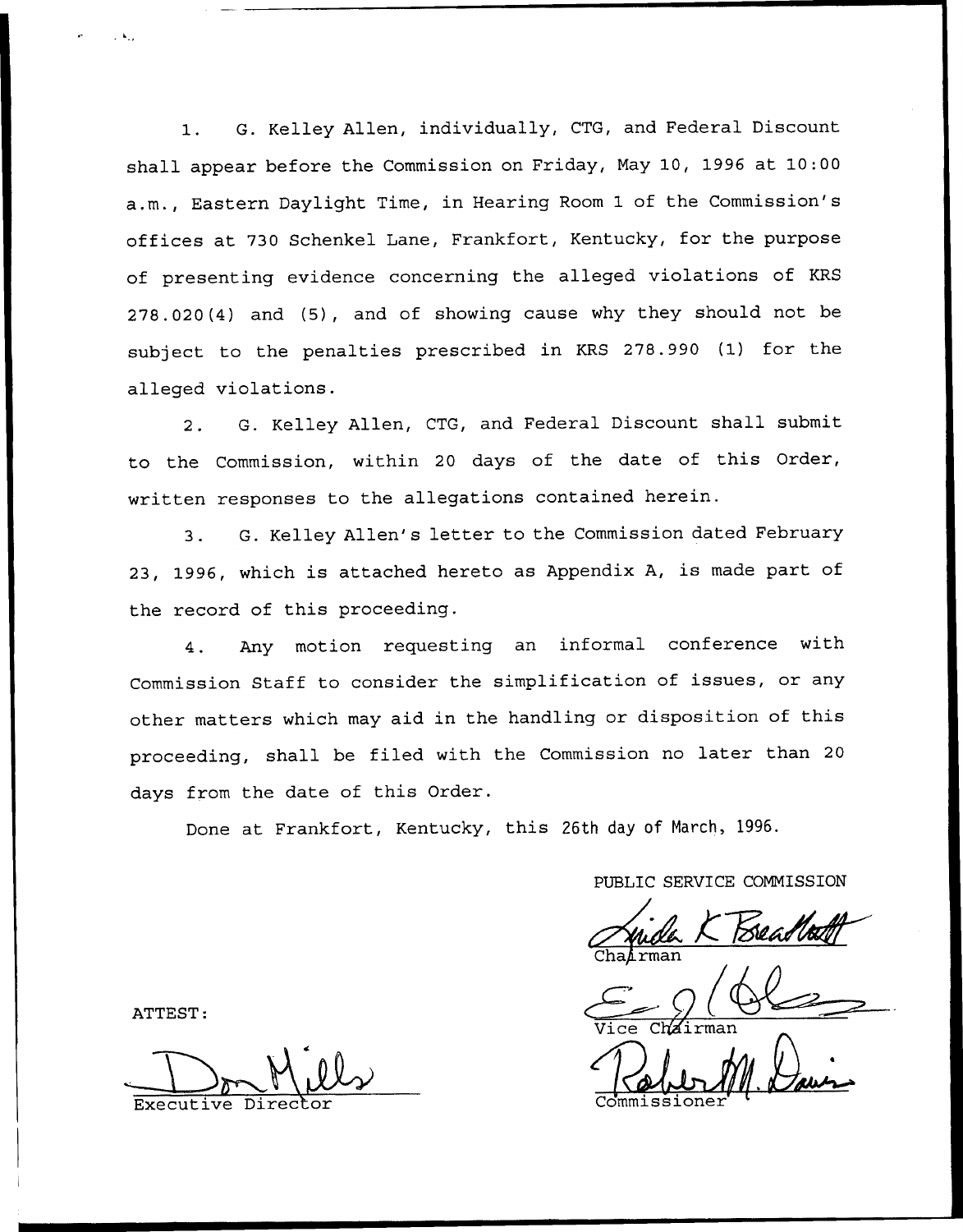1. G. Kelley Allen, individually, CTG, and Federal Discount shall appear before the Commission on Friday, May 10, 1996 at 10:00 a.m., Eastern Daylight Time, in Hearing Room 1 of the Commission's offices at 730 Schenkel Lane, Frankfort, Kentucky, for the purpose of presenting evidence concerning the alleged violations of KRS 278.020(4) and (5), and of showing cause why they should not be subject to the penalties prescribed in KRS 278.990 (1) for the alleged violations.

2. G. Kelley Allen, CTG, and Federal Discount shall submit to the Commission, within 20 days of the date of this Order, written responses to the allegations contained herein.

3. G. Kelley Allen's letter to the Commission dated February 23, 1996, which is attached hereto as Appendix A, is made part of the record of this proceeding.

4. Any motion requesting an informal conference with Commission Staff to consider the simplification of issues, or any other matters which may aid in the handling or disposition of this proceeding, shall be filed with the Commission no later than 20 days from the date of this Order.

Done at Frankfort, Kentucky, this 26th day of March, 1996.

PUBLIC SERVICE COMMISSION

Chairman

Vice Chairman

Commissioner

ATTEST:

Executive Director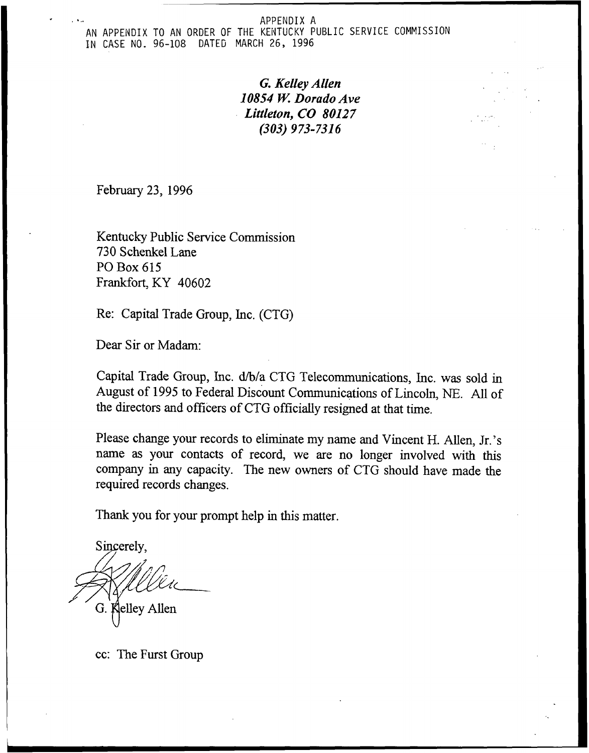APPENDIX A
AN APPENDIX TO AN ORDER OF THE KENTUCKY PUBLIC SERVICE COMMISSION
IN CASE NO. 96-108 DATED MARCH 26, 1996

*G. Kelley Allen*
*10854 W. Dorado Ave*
*Littleton, CO 80127*
*(303) 973-7316*

February 23, 1996

Kentucky Public Service Commission
730 Schenkel Lane
PO Box 615
Frankfort, KY 40602

Re: Capital Trade Group, Inc. (CTG)

Dear Sir or Madam:

Capital Trade Group, Inc. d/b/a CTG Telecommunications, Inc. was sold in August of 1995 to Federal Discount Communications of Lincoln, NE. All of the directors and officers of CTG officially resigned at that time.

Please change your records to eliminate my name and Vincent H. Allen, Jr.'s name as your contacts of record, we are no longer involved with this company in any capacity. The new owners of CTG should have made the required records changes.

Thank you for your prompt help in this matter.

Sincerely,

G. Kelley Allen

cc: The Furst Group